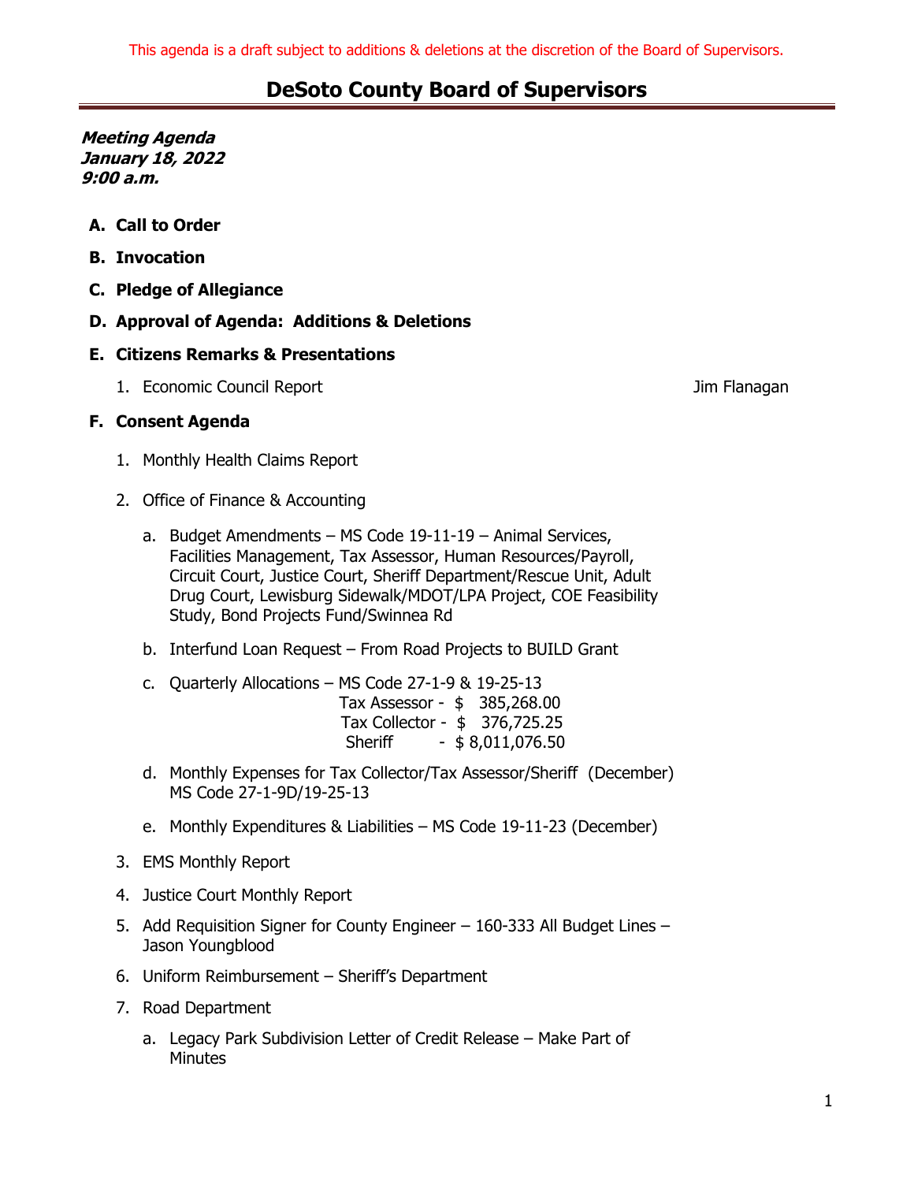This agenda is a draft subject to additions & deletions at the discretion of the Board of Supervisors.

# DeSoto County Board of Supervisors

***Meeting Agenda***
***January 18, 2022***
***9:00 a.m.***

**A. Call to Order**

**B. Invocation**

**C. Pledge of Allegiance**

**D. Approval of Agenda: Additions & Deletions**

**E. Citizens Remarks & Presentations**

1. Economic Council Report — Jim Flanagan

**F. Consent Agenda**

1. Monthly Health Claims Report

2. Office of Finance & Accounting

   a. Budget Amendments – MS Code 19-11-19 – Animal Services, Facilities Management, Tax Assessor, Human Resources/Payroll, Circuit Court, Justice Court, Sheriff Department/Rescue Unit, Adult Drug Court, Lewisburg Sidewalk/MDOT/LPA Project, COE Feasibility Study, Bond Projects Fund/Swinnea Rd

   b. Interfund Loan Request – From Road Projects to BUILD Grant

   c. Quarterly Allocations – MS Code 27-1-9 & 19-25-13
      Tax Assessor - $ 385,268.00
      Tax Collector - $ 376,725.25
      Sheriff - $ 8,011,076.50

   d. Monthly Expenses for Tax Collector/Tax Assessor/Sheriff (December) MS Code 27-1-9D/19-25-13

   e. Monthly Expenditures & Liabilities – MS Code 19-11-23 (December)

3. EMS Monthly Report

4. Justice Court Monthly Report

5. Add Requisition Signer for County Engineer – 160-333 All Budget Lines – Jason Youngblood

6. Uniform Reimbursement – Sheriff's Department

7. Road Department

   a. Legacy Park Subdivision Letter of Credit Release – Make Part of Minutes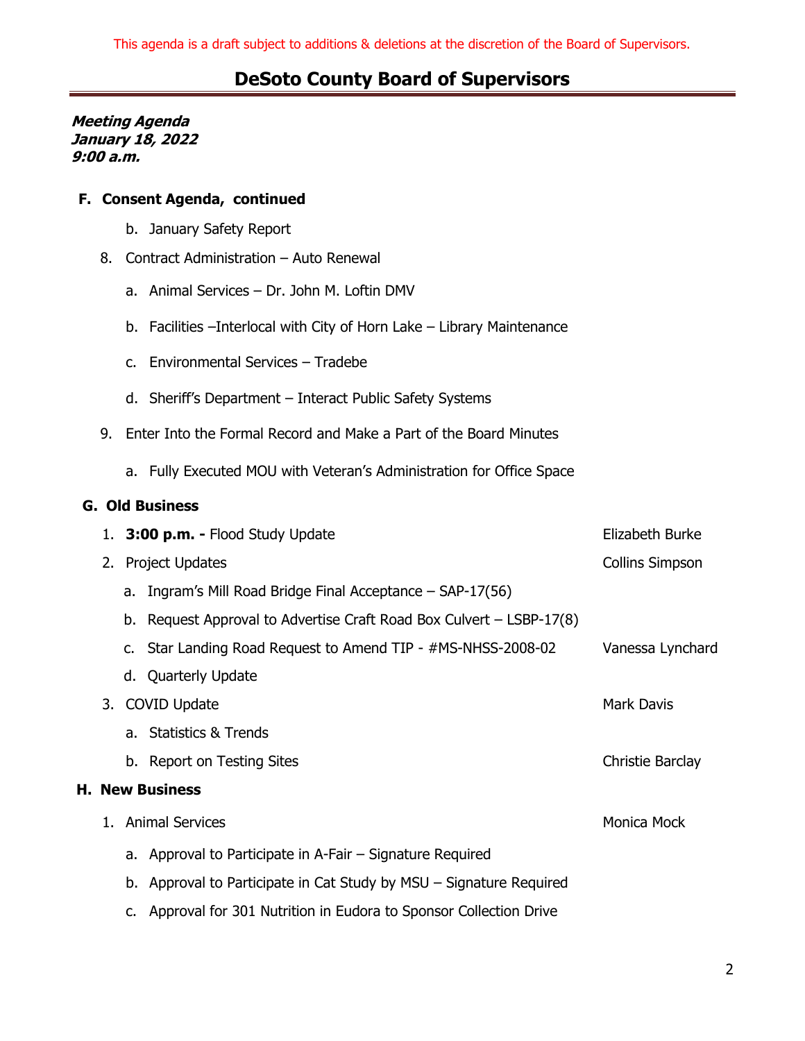This agenda is a draft subject to additions & deletions at the discretion of the Board of Supervisors.

# DeSoto County Board of Supervisors

***Meeting Agenda***
***January 18, 2022***
***9:00 a.m.***

## F. Consent Agenda, continued

   b. January Safety Report

8. Contract Administration – Auto Renewal
   a. Animal Services – Dr. John M. Loftin DMV
   b. Facilities –Interlocal with City of Horn Lake – Library Maintenance
   c. Environmental Services – Tradebe
   d. Sheriff's Department – Interact Public Safety Systems

9. Enter Into the Formal Record and Make a Part of the Board Minutes
   a. Fully Executed MOU with Veteran's Administration for Office Space

## G. Old Business

1. **3:00 p.m. -** Flood Study Update — Elizabeth Burke
2. Project Updates — Collins Simpson
   a. Ingram's Mill Road Bridge Final Acceptance – SAP-17(56)
   b. Request Approval to Advertise Craft Road Box Culvert – LSBP-17(8)
   c. Star Landing Road Request to Amend TIP - #MS-NHSS-2008-02 — Vanessa Lynchard
   d. Quarterly Update
3. COVID Update — Mark Davis
   a. Statistics & Trends
   b. Report on Testing Sites — Christie Barclay

## H. New Business

1. Animal Services — Monica Mock
   a. Approval to Participate in A-Fair – Signature Required
   b. Approval to Participate in Cat Study by MSU – Signature Required
   c. Approval for 301 Nutrition in Eudora to Sponsor Collection Drive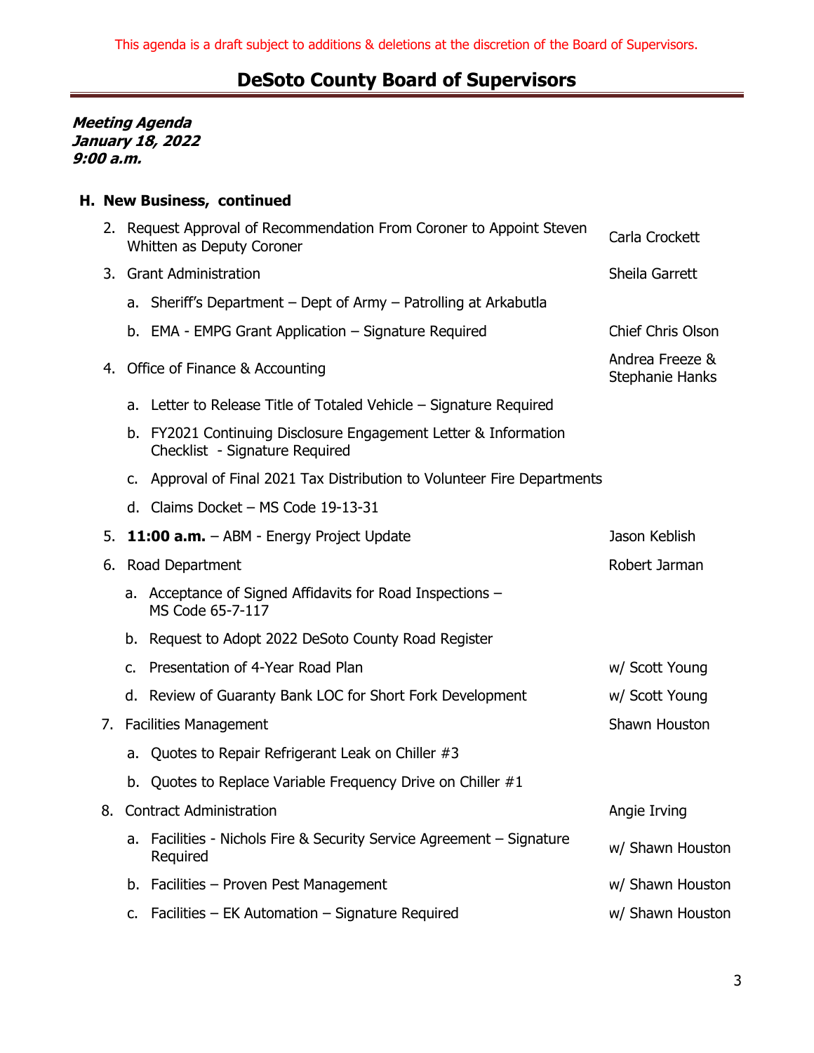This agenda is a draft subject to additions & deletions at the discretion of the Board of Supervisors.

# DeSoto County Board of Supervisors

***Meeting Agenda***
***January 18, 2022***
***9:00 a.m.***

## H. New Business, continued

2. Request Approval of Recommendation From Coroner to Appoint Steven Whitten as Deputy Coroner — Carla Crockett
3. Grant Administration — Sheila Garrett
   a. Sheriff's Department – Dept of Army – Patrolling at Arkabutla
   b. EMA - EMPG Grant Application – Signature Required — Chief Chris Olson
4. Office of Finance & Accounting — Andrea Freeze & Stephanie Hanks
   a. Letter to Release Title of Totaled Vehicle – Signature Required
   b. FY2021 Continuing Disclosure Engagement Letter & Information Checklist - Signature Required
   c. Approval of Final 2021 Tax Distribution to Volunteer Fire Departments
   d. Claims Docket – MS Code 19-13-31
5. **11:00 a.m.** – ABM - Energy Project Update — Jason Keblish
6. Road Department — Robert Jarman
   a. Acceptance of Signed Affidavits for Road Inspections – MS Code 65-7-117
   b. Request to Adopt 2022 DeSoto County Road Register
   c. Presentation of 4-Year Road Plan — w/ Scott Young
   d. Review of Guaranty Bank LOC for Short Fork Development — w/ Scott Young
7. Facilities Management — Shawn Houston
   a. Quotes to Repair Refrigerant Leak on Chiller #3
   b. Quotes to Replace Variable Frequency Drive on Chiller #1
8. Contract Administration — Angie Irving
   a. Facilities - Nichols Fire & Security Service Agreement – Signature Required — w/ Shawn Houston
   b. Facilities – Proven Pest Management — w/ Shawn Houston
   c. Facilities – EK Automation – Signature Required — w/ Shawn Houston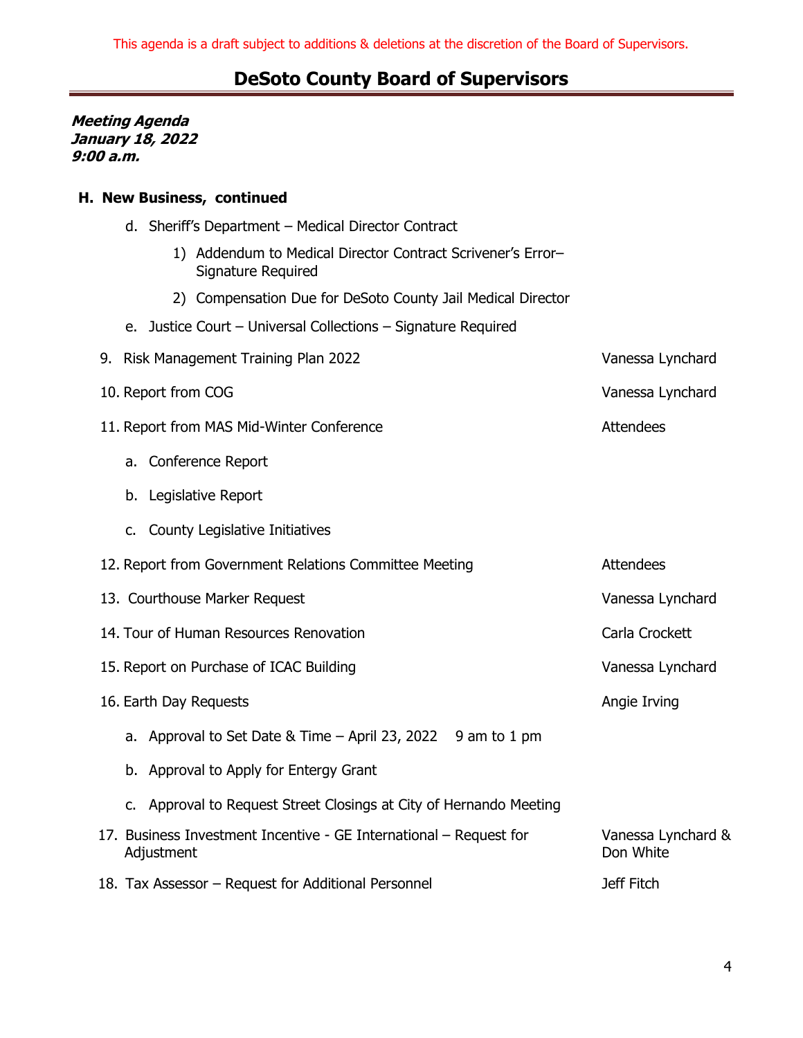This agenda is a draft subject to additions & deletions at the discretion of the Board of Supervisors.

# DeSoto County Board of Supervisors

***Meeting Agenda***
***January 18, 2022***
***9:00 a.m.***

**H. New Business, continued**

- d. Sheriff's Department – Medical Director Contract
  - 1) Addendum to Medical Director Contract Scrivener's Error– Signature Required
  - 2) Compensation Due for DeSoto County Jail Medical Director
- e. Justice Court – Universal Collections – Signature Required

| Item | Presenter |
|---|---|
| 9. Risk Management Training Plan 2022 | Vanessa Lynchard |
| 10. Report from COG | Vanessa Lynchard |
| 11. Report from MAS Mid-Winter Conference | Attendees |
| a. Conference Report | |
| b. Legislative Report | |
| c. County Legislative Initiatives | |
| 12. Report from Government Relations Committee Meeting | Attendees |
| 13. Courthouse Marker Request | Vanessa Lynchard |
| 14. Tour of Human Resources Renovation | Carla Crockett |
| 15. Report on Purchase of ICAC Building | Vanessa Lynchard |
| 16. Earth Day Requests | Angie Irving |
| a. Approval to Set Date & Time – April 23, 2022 9 am to 1 pm | |
| b. Approval to Apply for Entergy Grant | |
| c. Approval to Request Street Closings at City of Hernando Meeting | |
| 17. Business Investment Incentive - GE International – Request for Adjustment | Vanessa Lynchard & Don White |
| 18. Tax Assessor – Request for Additional Personnel | Jeff Fitch |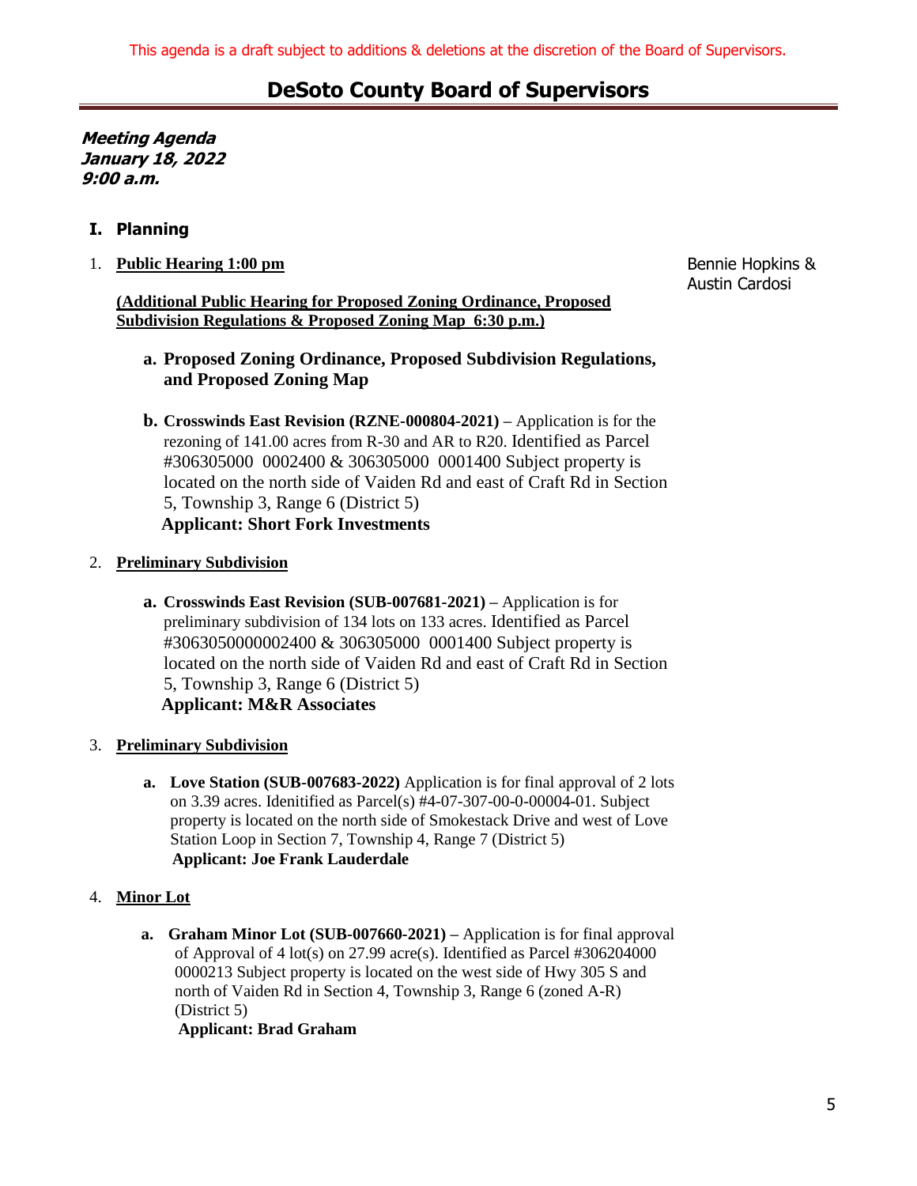This agenda is a draft subject to additions & deletions at the discretion of the Board of Supervisors.

# DeSoto County Board of Supervisors

***Meeting Agenda***
***January 18, 2022***
***9:00 a.m.***

## I. Planning

1. **Public Hearing 1:00 pm** — Bennie Hopkins & Austin Cardosi

   **(Additional Public Hearing for Proposed Zoning Ordinance, Proposed Subdivision Regulations & Proposed Zoning Map 6:30 p.m.)**

   a. **Proposed Zoning Ordinance, Proposed Subdivision Regulations, and Proposed Zoning Map**

   b. **Crosswinds East Revision (RZNE-000804-2021)** – Application is for the rezoning of 141.00 acres from R-30 and AR to R20. Identified as Parcel #306305000 0002400 & 306305000 0001400 Subject property is located on the north side of Vaiden Rd and east of Craft Rd in Section 5, Township 3, Range 6 (District 5)
   **Applicant: Short Fork Investments**

2. **Preliminary Subdivision**

   a. **Crosswinds East Revision (SUB-007681-2021)** – Application is for preliminary subdivision of 134 lots on 133 acres. Identified as Parcel #3063050000002400 & 306305000 0001400 Subject property is located on the north side of Vaiden Rd and east of Craft Rd in Section 5, Township 3, Range 6 (District 5)
   **Applicant: M&R Associates**

3. **Preliminary Subdivision**

   a. **Love Station (SUB-007683-2022)** Application is for final approval of 2 lots on 3.39 acres. Idenitified as Parcel(s) #4-07-307-00-0-00004-01. Subject property is located on the north side of Smokestack Drive and west of Love Station Loop in Section 7, Township 4, Range 7 (District 5)
   **Applicant: Joe Frank Lauderdale**

4. **Minor Lot**

   a. **Graham Minor Lot (SUB-007660-2021)** – Application is for final approval of Approval of 4 lot(s) on 27.99 acre(s). Identified as Parcel #306204000 0000213 Subject property is located on the west side of Hwy 305 S and north of Vaiden Rd in Section 4, Township 3, Range 6 (zoned A-R) (District 5)
   **Applicant: Brad Graham**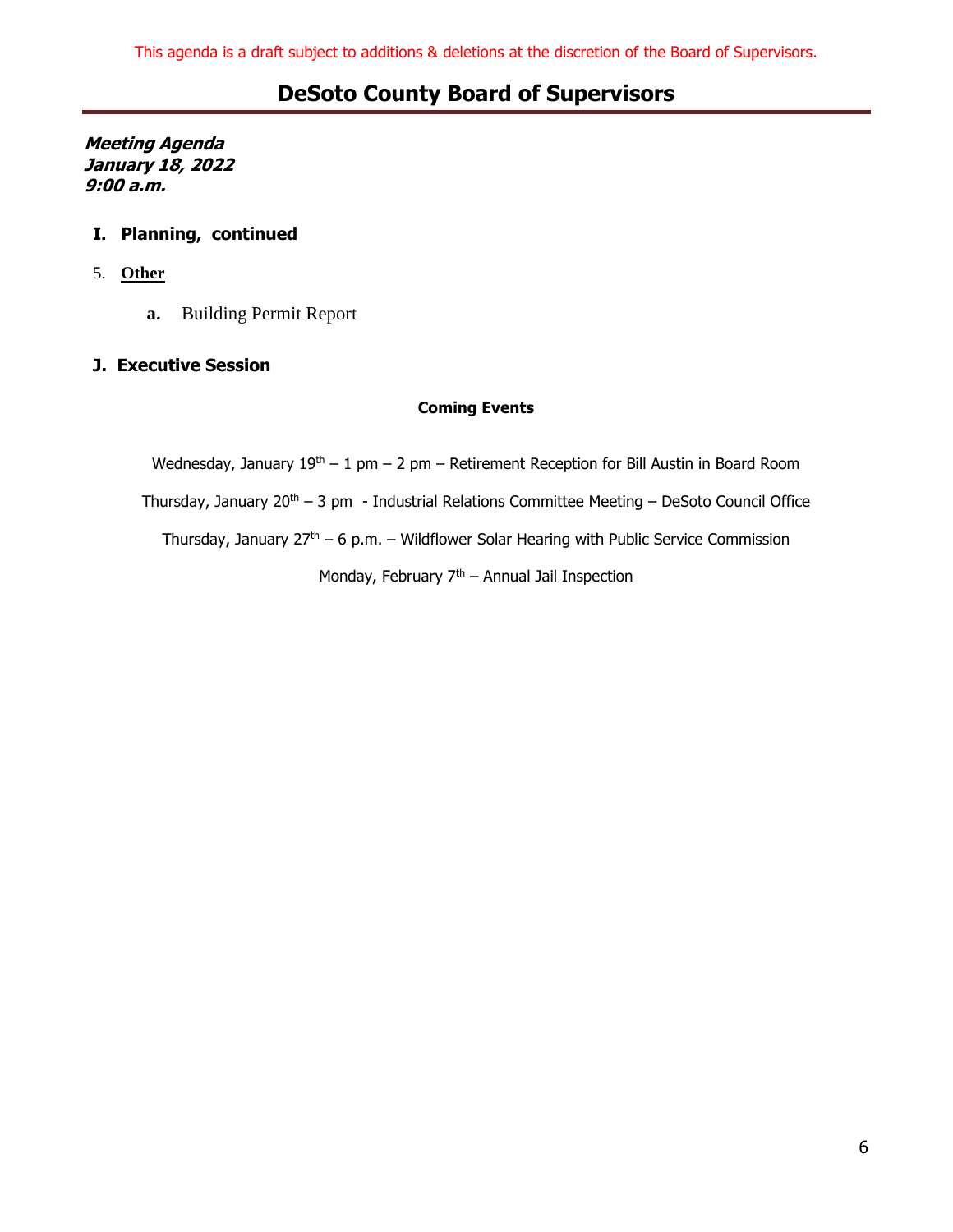This agenda is a draft subject to additions & deletions at the discretion of the Board of Supervisors.

# DeSoto County Board of Supervisors

***Meeting Agenda***
***January 18, 2022***
***9:00 a.m.***

## I. Planning, continued

5. **Other**

   **a.** Building Permit Report

## J. Executive Session

**Coming Events**

Wednesday, January 19th – 1 pm – 2 pm – Retirement Reception for Bill Austin in Board Room

Thursday, January 20th – 3 pm - Industrial Relations Committee Meeting – DeSoto Council Office

Thursday, January 27th – 6 p.m. – Wildflower Solar Hearing with Public Service Commission

Monday, February 7th – Annual Jail Inspection